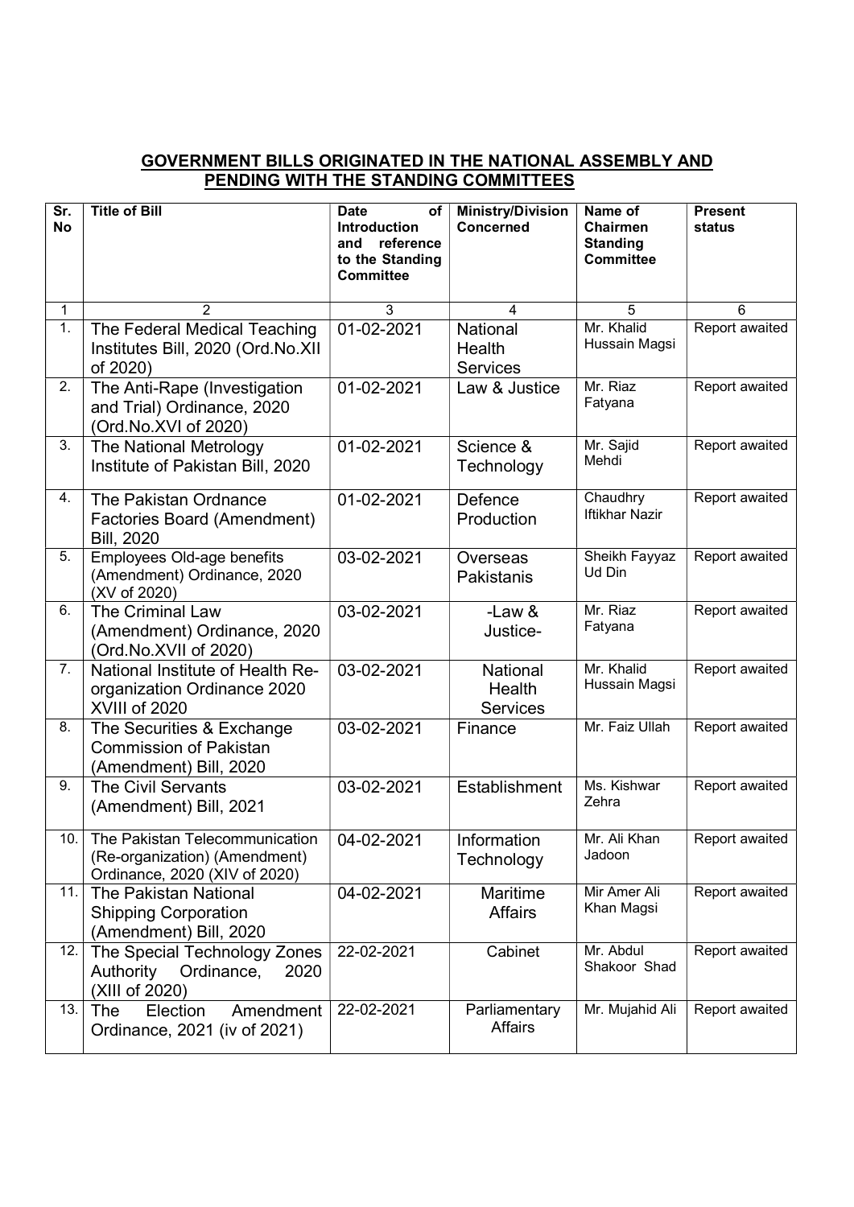## GOVERNMENT BILLS ORIGINATED IN THE NATIONAL ASSEMBLY AND PENDING WITH THE STANDING COMMITTEES

| Sr. No | Title of Bill | Date of Introduction and reference to the Standing Committee | Ministry/Division Concerned | Name of Chairmen Standing Committee | Present status |
|---|---|---|---|---|---|
| 1 | 2 | 3 | 4 | 5 | 6 |
| 1. | The Federal Medical Teaching Institutes Bill, 2020 (Ord.No.XII of 2020) | 01-02-2021 | National Health Services | Mr. Khalid Hussain Magsi | Report awaited |
| 2. | The Anti-Rape (Investigation and Trial) Ordinance, 2020 (Ord.No.XVI of 2020) | 01-02-2021 | Law & Justice | Mr. Riaz Fatyana | Report awaited |
| 3. | The National Metrology Institute of Pakistan Bill, 2020 | 01-02-2021 | Science & Technology | Mr. Sajid Mehdi | Report awaited |
| 4. | The Pakistan Ordnance Factories Board (Amendment) Bill, 2020 | 01-02-2021 | Defence Production | Chaudhry Iftikhar Nazir | Report awaited |
| 5. | Employees Old-age benefits (Amendment) Ordinance, 2020 (XV of 2020) | 03-02-2021 | Overseas Pakistanis | Sheikh Fayyaz Ud Din | Report awaited |
| 6. | The Criminal Law (Amendment) Ordinance, 2020 (Ord.No.XVII of 2020) | 03-02-2021 | -Law & Justice- | Mr. Riaz Fatyana | Report awaited |
| 7. | National Institute of Health Re-organization Ordinance 2020 XVIII of 2020 | 03-02-2021 | National Health Services | Mr. Khalid Hussain Magsi | Report awaited |
| 8. | The Securities & Exchange Commission of Pakistan (Amendment) Bill, 2020 | 03-02-2021 | Finance | Mr. Faiz Ullah | Report awaited |
| 9. | The Civil Servants (Amendment) Bill, 2021 | 03-02-2021 | Establishment | Ms. Kishwar Zehra | Report awaited |
| 10. | The Pakistan Telecommunication (Re-organization) (Amendment) Ordinance, 2020 (XIV of 2020) | 04-02-2021 | Information Technology | Mr. Ali Khan Jadoon | Report awaited |
| 11. | The Pakistan National Shipping Corporation (Amendment) Bill, 2020 | 04-02-2021 | Maritime Affairs | Mir Amer Ali Khan Magsi | Report awaited |
| 12. | The Special Technology Zones Authority Ordinance, 2020 (XIII of 2020) | 22-02-2021 | Cabinet | Mr. Abdul Shakoor Shad | Report awaited |
| 13. | The Election Amendment Ordinance, 2021 (iv of 2021) | 22-02-2021 | Parliamentary Affairs | Mr. Mujahid Ali | Report awaited |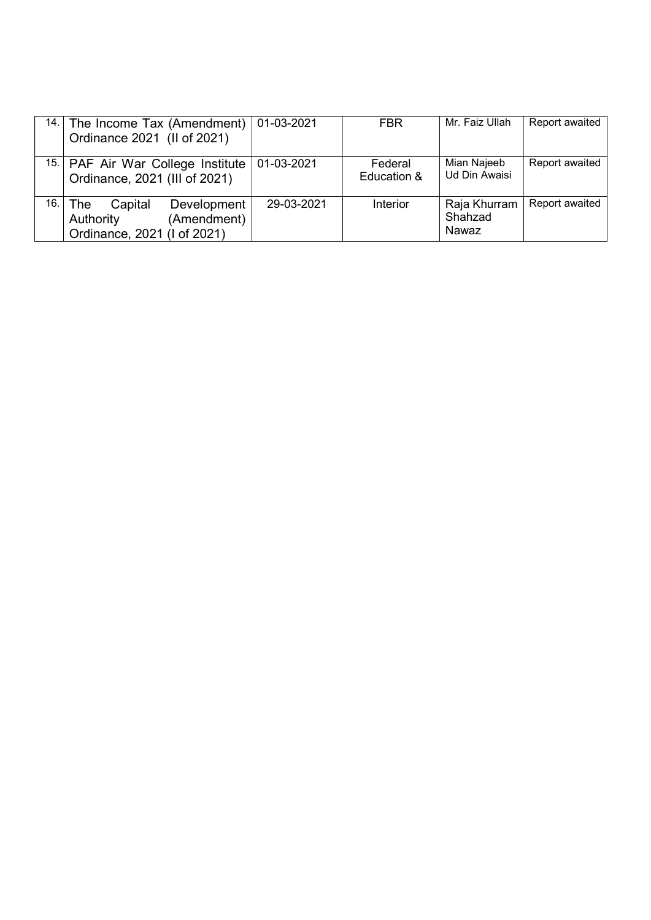| 14. | The Income Tax (Amendment) Ordinance 2021 (II of 2021) | 01-03-2021 | FBR | Mr. Faiz Ullah | Report awaited |
|---|---|---|---|---|---|
| 15. | PAF Air War College Institute Ordinance, 2021 (III of 2021) | 01-03-2021 | Federal Education & | Mian Najeeb Ud Din Awaisi | Report awaited |
| 16. | The Capital Development Authority (Amendment) Ordinance, 2021 (I of 2021) | 29-03-2021 | Interior | Raja Khurram Shahzad Nawaz | Report awaited |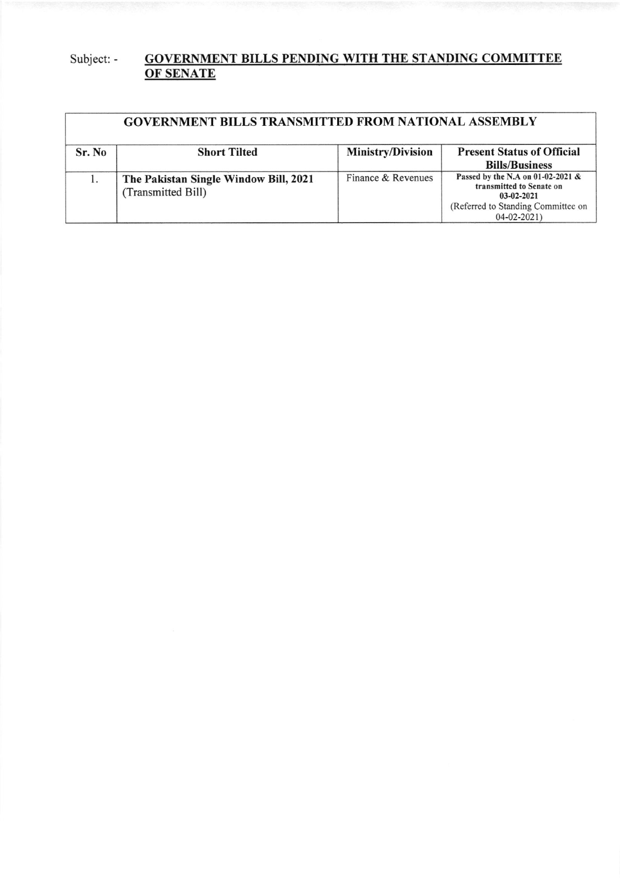Subject: - **GOVERNMENT BILLS PENDING WITH THE STANDING COMMITTEE OF SENATE**

| GOVERNMENT BILLS TRANSMITTED FROM NATIONAL ASSEMBLY | | | |
|---|---|---|---|
| **Sr. No** | **Short Tilted** | **Ministry/Division** | **Present Status of Official Bills/Business** |
| 1. | **The Pakistan Single Window Bill, 2021** (Transmitted Bill) | Finance & Revenues | **Passed by the N.A on 01-02-2021 & transmitted to Senate on 03-02-2021** (Referred to Standing Committee on 04-02-2021) |